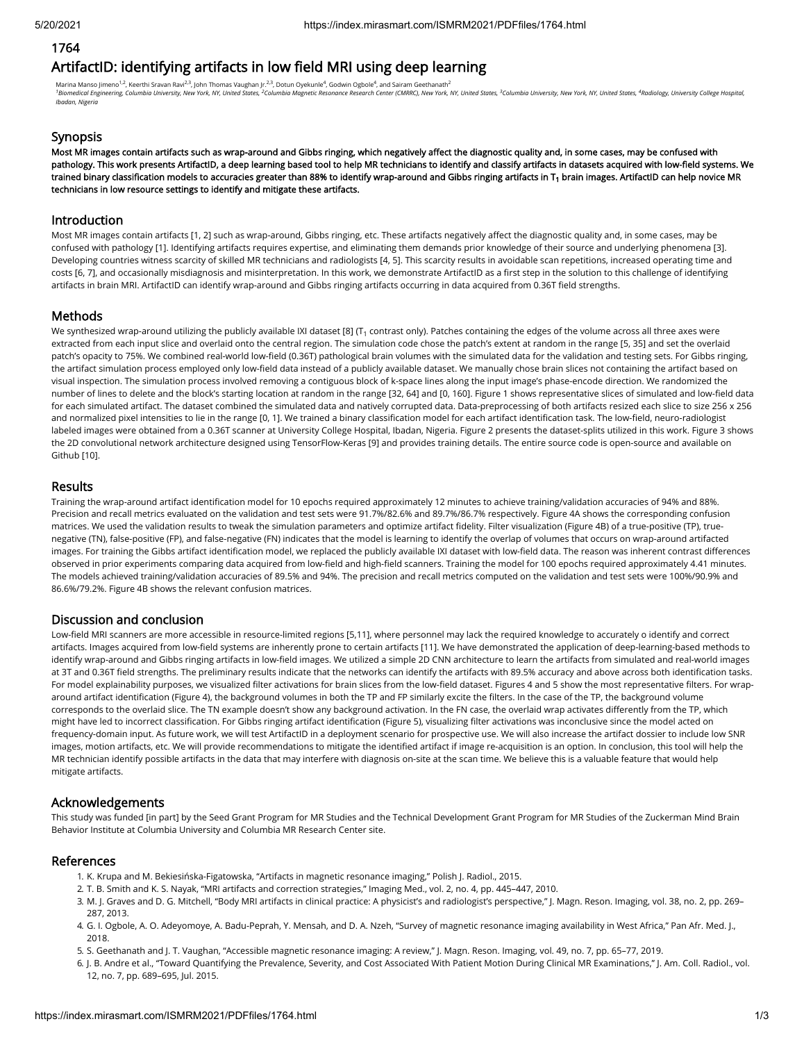1764

# ArtifactID: identifying artifacts in low field MRI using deep learning

Marina Manso Jimeno[1,2], Keerthi Sravan Ravi[2,3], John Thomas Vaughan Jr.[2,3], Dotun Oyekunle[4], Godwin Ogbole[4], and Sairam Geethanath[2]
[1]*Biomedical Engineering, Columbia University, New York, NY, United States,* [2]*Columbia Magnetic Resonance Research Center (CMRRC), New York, NY, United States,* [3]*Columbia University, New York, NY, United States,* [4]*Radiology, University College Hospital, Ibadan, Nigeria*

## Synopsis

**Most MR images contain artifacts such as wrap-around and Gibbs ringing, which negatively affect the diagnostic quality and, in some cases, may be confused with pathology. This work presents ArtifactID, a deep learning based tool to help MR technicians to identify and classify artifacts in datasets acquired with low-field systems. We trained binary classification models to accuracies greater than 88% to identify wrap-around and Gibbs ringing artifacts in $T_1$ brain images. ArtifactID can help novice MR technicians in low resource settings to identify and mitigate these artifacts.**

## Introduction

Most MR images contain artifacts [1, 2] such as wrap-around, Gibbs ringing, etc. These artifacts negatively affect the diagnostic quality and, in some cases, may be confused with pathology [1]. Identifying artifacts requires expertise, and eliminating them demands prior knowledge of their source and underlying phenomena [3]. Developing countries witness scarcity of skilled MR technicians and radiologists [4, 5]. This scarcity results in avoidable scan repetitions, increased operating time and costs [6, 7], and occasionally misdiagnosis and misinterpretation. In this work, we demonstrate ArtifactID as a first step in the solution to this challenge of identifying artifacts in brain MRI. ArtifactID can identify wrap-around and Gibbs ringing artifacts occurring in data acquired from 0.36T field strengths.

## Methods

We synthesized wrap-around utilizing the publicly available IXI dataset [8] ($T_1$ contrast only). Patches containing the edges of the volume across all three axes were extracted from each input slice and overlaid onto the central region. The simulation code chose the patch's extent at random in the range [5, 35] and set the overlaid patch's opacity to 75%. We combined real-world low-field (0.36T) pathological brain volumes with the simulated data for the validation and testing sets. For Gibbs ringing, the artifact simulation process employed only low-field data instead of a publicly available dataset. We manually chose brain slices not containing the artifact based on visual inspection. The simulation process involved removing a contiguous block of k-space lines along the input image's phase-encode direction. We randomized the number of lines to delete and the block's starting location at random in the range [32, 64] and [0, 160]. Figure 1 shows representative slices of simulated and low-field data for each simulated artifact. The dataset combined the simulated data and natively corrupted data. Data-preprocessing of both artifacts resized each slice to size 256 x 256 and normalized pixel intensities to lie in the range [0, 1]. We trained a binary classification model for each artifact identification task. The low-field, neuro-radiologist labeled images were obtained from a 0.36T scanner at University College Hospital, Ibadan, Nigeria. Figure 2 presents the dataset-splits utilized in this work. Figure 3 shows the 2D convolutional network architecture designed using TensorFlow-Keras [9] and provides training details. The entire source code is open-source and available on Github [10].

## Results

Training the wrap-around artifact identification model for 10 epochs required approximately 12 minutes to achieve training/validation accuracies of 94% and 88%. Precision and recall metrics evaluated on the validation and test sets were 91.7%/82.6% and 89.7%/86.7% respectively. Figure 4A shows the corresponding confusion matrices. We used the validation results to tweak the simulation parameters and optimize artifact fidelity. Filter visualization (Figure 4B) of a true-positive (TP), true-negative (TN), false-positive (FP), and false-negative (FN) indicates that the model is learning to identify the overlap of volumes that occurs on wrap-around artifacted images. For training the Gibbs artifact identification model, we replaced the publicly available IXI dataset with low-field data. The reason was inherent contrast differences observed in prior experiments comparing data acquired from low-field and high-field scanners. Training the model for 100 epochs required approximately 4.41 minutes. The models achieved training/validation accuracies of 89.5% and 94%. The precision and recall metrics computed on the validation and test sets were 100%/90.9% and 86.6%/79.2%. Figure 4B shows the relevant confusion matrices.

## Discussion and conclusion

Low-field MRI scanners are more accessible in resource-limited regions [5,11], where personnel may lack the required knowledge to accurately o identify and correct artifacts. Images acquired from low-field systems are inherently prone to certain artifacts [11]. We have demonstrated the application of deep-learning-based methods to identify wrap-around and Gibbs ringing artifacts in low-field images. We utilized a simple 2D CNN architecture to learn the artifacts from simulated and real-world images at 3T and 0.36T field strengths. The preliminary results indicate that the networks can identify the artifacts with 89.5% accuracy and above across both identification tasks. For model explainability purposes, we visualized filter activations for brain slices from the low-field dataset. Figures 4 and 5 show the most representative filters. For wrap-around artifact identification (Figure 4), the background volumes in both the TP and FP similarly excite the filters. In the case of the TP, the background volume corresponds to the overlaid slice. The TN example doesn't show any background activation. In the FN case, the overlaid wrap activates differently from the TP, which might have led to incorrect classification. For Gibbs ringing artifact identification (Figure 5), visualizing filter activations was inconclusive since the model acted on frequency-domain input. As future work, we will test ArtifactID in a deployment scenario for prospective use. We will also increase the artifact dossier to include low SNR images, motion artifacts, etc. We will provide recommendations to mitigate the identified artifact if image re-acquisition is an option. In conclusion, this tool will help the MR technician identify possible artifacts in the data that may interfere with diagnosis on-site at the scan time. We believe this is a valuable feature that would help mitigate artifacts.

## Acknowledgements

This study was funded [in part] by the Seed Grant Program for MR Studies and the Technical Development Grant Program for MR Studies of the Zuckerman Mind Brain Behavior Institute at Columbia University and Columbia MR Research Center site.

## References

1. K. Krupa and M. Bekiesińska-Figatowska, "Artifacts in magnetic resonance imaging," Polish J. Radiol., 2015.
2. T. B. Smith and K. S. Nayak, "MRI artifacts and correction strategies," Imaging Med., vol. 2, no. 4, pp. 445–447, 2010.
3. M. J. Graves and D. G. Mitchell, "Body MRI artifacts in clinical practice: A physicist's and radiologist's perspective," J. Magn. Reson. Imaging, vol. 38, no. 2, pp. 269–287, 2013.
4. G. I. Ogbole, A. O. Adeyomoye, A. Badu-Peprah, Y. Mensah, and D. A. Nzeh, "Survey of magnetic resonance imaging availability in West Africa," Pan Afr. Med. J., 2018.
5. S. Geethanath and J. T. Vaughan, "Accessible magnetic resonance imaging: A review," J. Magn. Reson. Imaging, vol. 49, no. 7, pp. 65–77, 2019.
6. J. B. Andre et al., "Toward Quantifying the Prevalence, Severity, and Cost Associated With Patient Motion During Clinical MR Examinations," J. Am. Coll. Radiol., vol. 12, no. 7, pp. 689–695, Jul. 2015.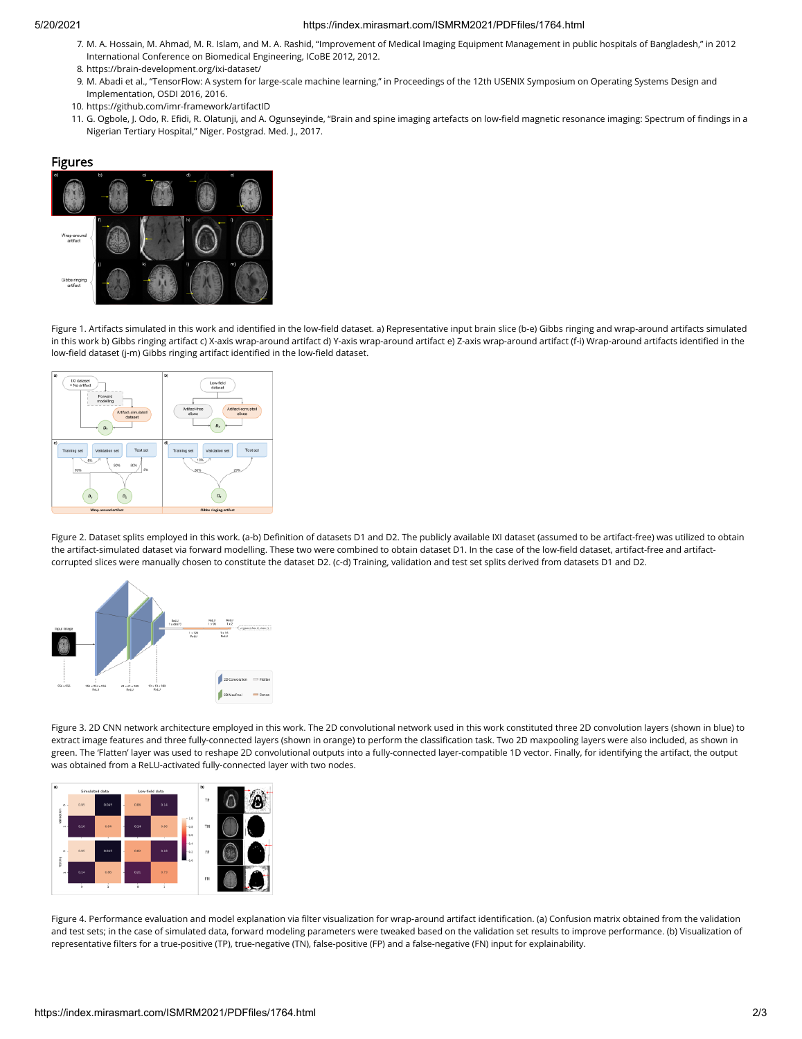7. M. A. Hossain, M. Ahmad, M. R. Islam, and M. A. Rashid, "Improvement of Medical Imaging Equipment Management in public hospitals of Bangladesh," in 2012 International Conference on Biomedical Engineering, ICoBE 2012, 2012.
8. https://brain-development.org/ixi-dataset/
9. M. Abadi et al., "TensorFlow: A system for large-scale machine learning," in Proceedings of the 12th USENIX Symposium on Operating Systems Design and Implementation, OSDI 2016, 2016.
10. https://github.com/imr-framework/artifactID
11. G. Ogbole, J. Odo, R. Efidi, R. Olatunji, and A. Ogunseyinde, "Brain and spine imaging artefacts on low-field magnetic resonance imaging: Spectrum of findings in a Nigerian Tertiary Hospital," Niger. Postgrad. Med. J., 2017.

## Figures

Figure 1. Artifacts simulated in this work and identified in the low-field dataset. a) Representative input brain slice (b-e) Gibbs ringing and wrap-around artifacts simulated in this work b) Gibbs ringing artifact c) X-axis wrap-around artifact d) Y-axis wrap-around artifact e) Z-axis wrap-around artifact (f-i) Wrap-around artifacts identified in the low-field dataset (j-m) Gibbs ringing artifact identified in the low-field dataset.

Figure 2. Dataset splits employed in this work. (a-b) Definition of datasets D1 and D2. The publicly available IXI dataset (assumed to be artifact-free) was utilized to obtain the artifact-simulated dataset via forward modelling. These two were combined to obtain dataset D1. In the case of the low-field dataset, artifact-free and artifact-corrupted slices were manually chosen to constitute the dataset D2. (c-d) Training, validation and test set splits derived from datasets D1 and D2.

Figure 3. 2D CNN network architecture employed in this work. The 2D convolutional network used in this work constituted three 2D convolution layers (shown in blue) to extract image features and three fully-connected layers (shown in orange) to perform the classification task. Two 2D maxpooling layers were also included, as shown in green. The 'Flatten' layer was used to reshape 2D convolutional outputs into a fully-connected layer-compatible 1D vector. Finally, for identifying the artifact, the output was obtained from a ReLU-activated fully-connected layer with two nodes.

Figure 4. Performance evaluation and model explanation via filter visualization for wrap-around artifact identification. (a) Confusion matrix obtained from the validation and test sets; in the case of simulated data, forward modeling parameters were tweaked based on the validation set results to improve performance. (b) Visualization of representative filters for a true-positive (TP), true-negative (TN), false-positive (FP) and a false-negative (FN) input for explainability.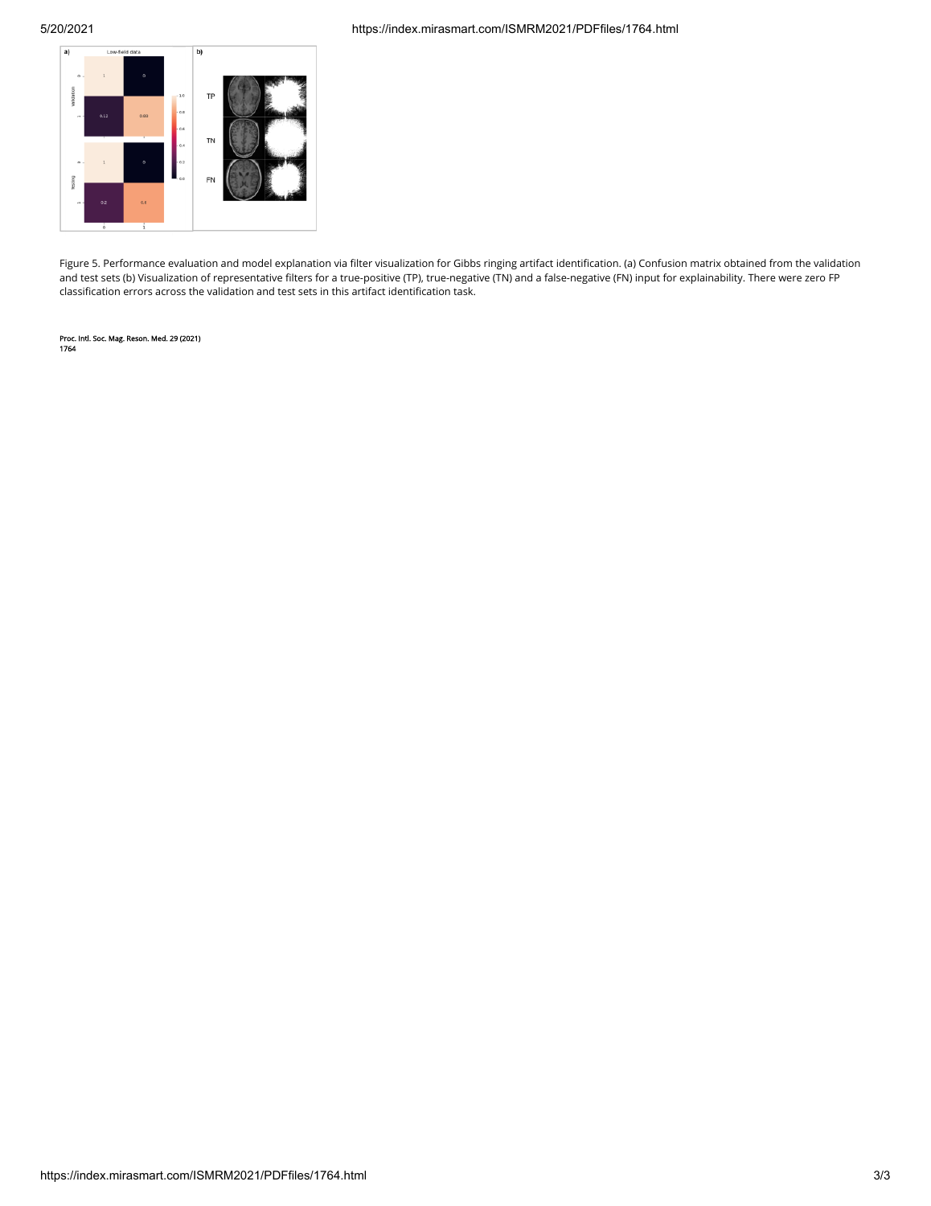a)

Low-field data

Validation

0 1 0

1 0.12 0.88

Testing

0 1 0

1 0.2 0.8

0 1

1.0 0.8 0.6 0.4 0.2 0.0

b)

TP

TN

FN

Figure 5. Performance evaluation and model explanation via filter visualization for Gibbs ringing artifact identification. (a) Confusion matrix obtained from the validation and test sets (b) Visualization of representative filters for a true-positive (TP), true-negative (TN) and a false-negative (FN) input for explainability. There were zero FP classification errors across the validation and test sets in this artifact identification task.

Proc. Intl. Soc. Mag. Reson. Med. 29 (2021)
1764